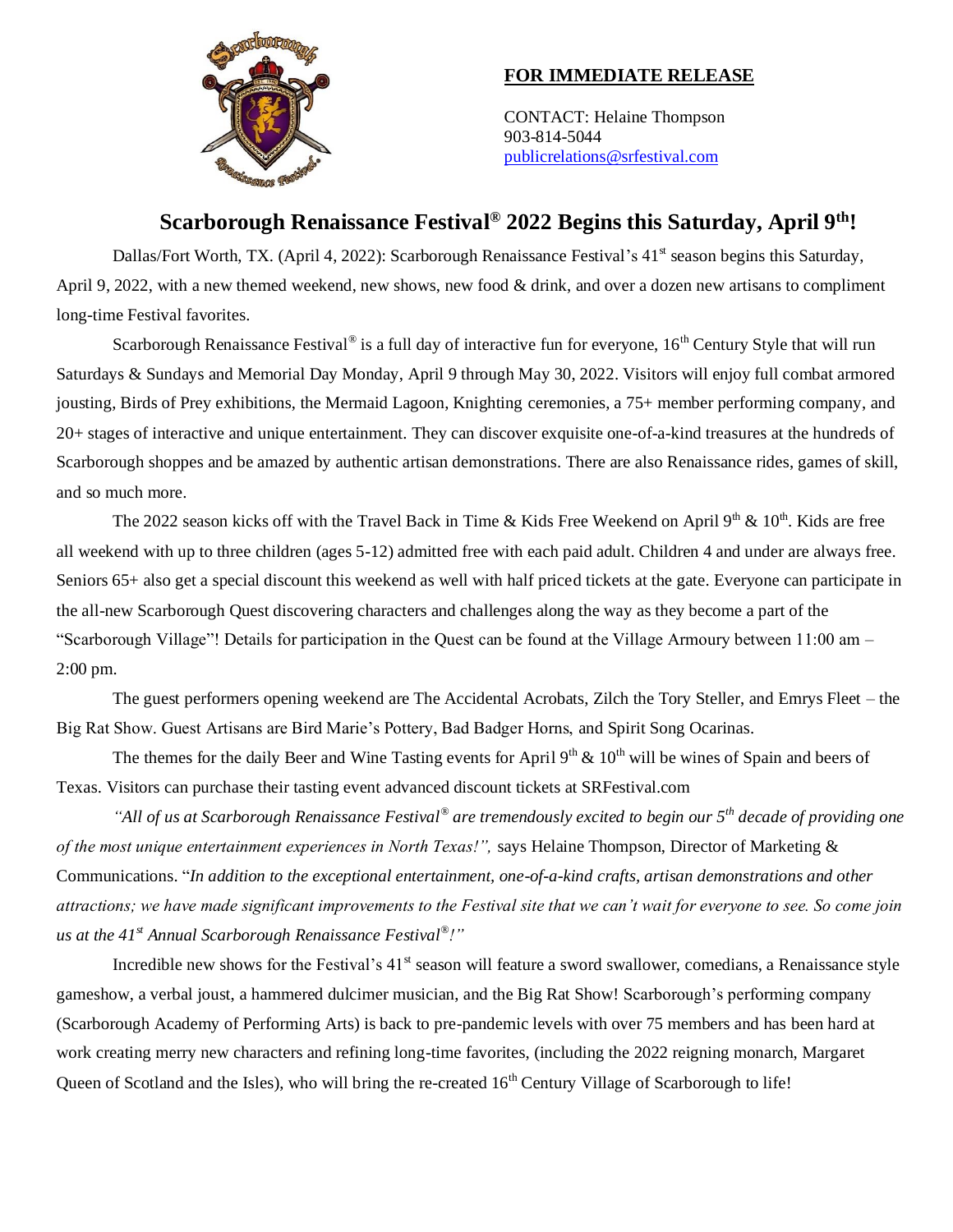**FOR IMMEDIATE RELEASE**

CONTACT: Helaine Thompson
903-814-5044
publicrelations@srfestival.com

# Scarborough Renaissance Festival® 2022 Begins this Saturday, April 9th!

Dallas/Fort Worth, TX. (April 4, 2022): Scarborough Renaissance Festival's 41st season begins this Saturday, April 9, 2022, with a new themed weekend, new shows, new food & drink, and over a dozen new artisans to compliment long-time Festival favorites.

Scarborough Renaissance Festival® is a full day of interactive fun for everyone, 16th Century Style that will run Saturdays & Sundays and Memorial Day Monday, April 9 through May 30, 2022. Visitors will enjoy full combat armored jousting, Birds of Prey exhibitions, the Mermaid Lagoon, Knighting ceremonies, a 75+ member performing company, and 20+ stages of interactive and unique entertainment. They can discover exquisite one-of-a-kind treasures at the hundreds of Scarborough shoppes and be amazed by authentic artisan demonstrations. There are also Renaissance rides, games of skill, and so much more.

The 2022 season kicks off with the Travel Back in Time & Kids Free Weekend on April 9th & 10th. Kids are free all weekend with up to three children (ages 5-12) admitted free with each paid adult. Children 4 and under are always free. Seniors 65+ also get a special discount this weekend as well with half priced tickets at the gate. Everyone can participate in the all-new Scarborough Quest discovering characters and challenges along the way as they become a part of the "Scarborough Village"! Details for participation in the Quest can be found at the Village Armoury between 11:00 am – 2:00 pm.

The guest performers opening weekend are The Accidental Acrobats, Zilch the Tory Steller, and Emrys Fleet – the Big Rat Show. Guest Artisans are Bird Marie's Pottery, Bad Badger Horns, and Spirit Song Ocarinas.

The themes for the daily Beer and Wine Tasting events for April 9th & 10th will be wines of Spain and beers of Texas. Visitors can purchase their tasting event advanced discount tickets at SRFestival.com

*"All of us at Scarborough Renaissance Festival® are tremendously excited to begin our 5th decade of providing one of the most unique entertainment experiences in North Texas!",* says Helaine Thompson, Director of Marketing & Communications. "*In addition to the exceptional entertainment, one-of-a-kind crafts, artisan demonstrations and other attractions; we have made significant improvements to the Festival site that we can't wait for everyone to see. So come join us at the 41st Annual Scarborough Renaissance Festival®!"*

Incredible new shows for the Festival's 41st season will feature a sword swallower, comedians, a Renaissance style gameshow, a verbal joust, a hammered dulcimer musician, and the Big Rat Show! Scarborough's performing company (Scarborough Academy of Performing Arts) is back to pre-pandemic levels with over 75 members and has been hard at work creating merry new characters and refining long-time favorites, (including the 2022 reigning monarch, Margaret Queen of Scotland and the Isles), who will bring the re-created 16th Century Village of Scarborough to life!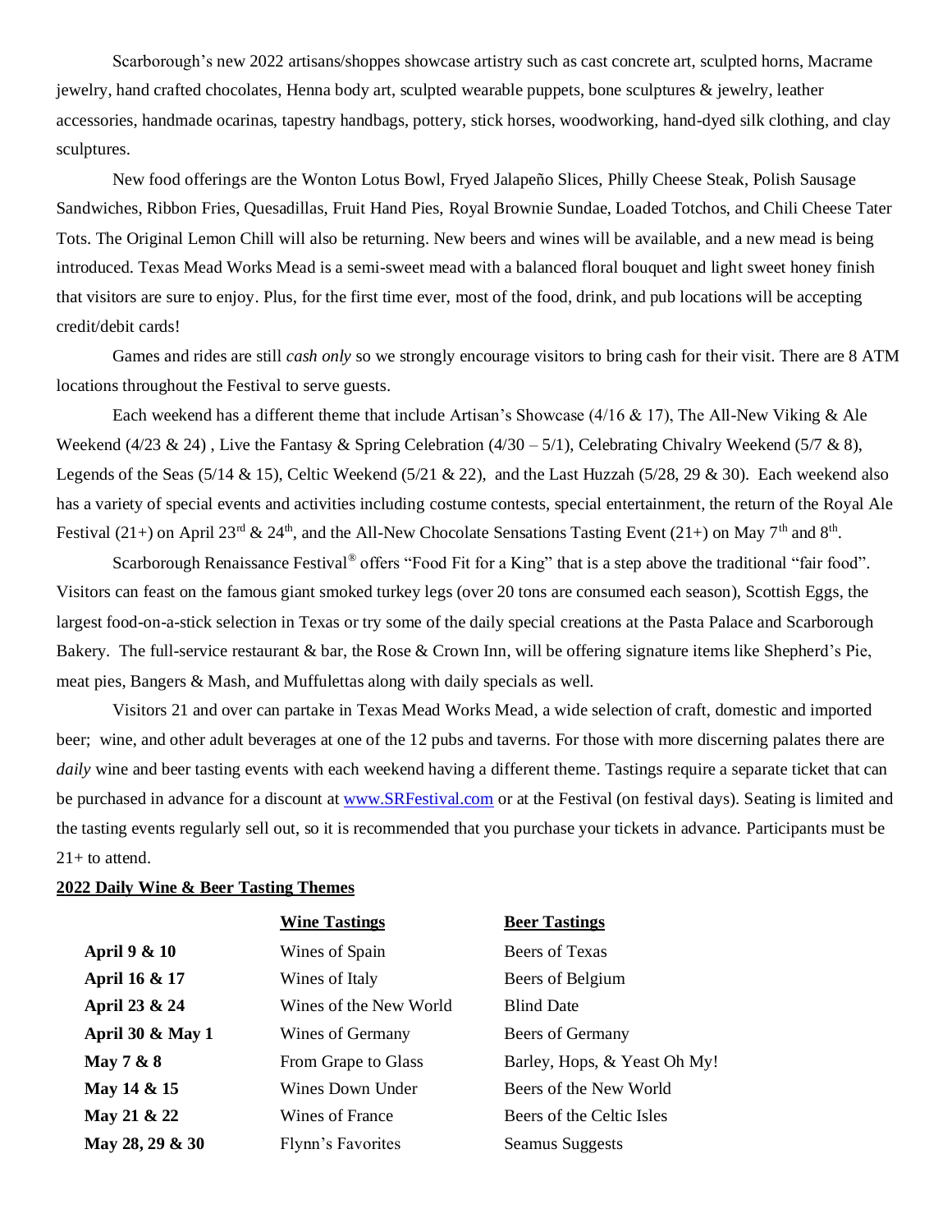Scarborough's new 2022 artisans/shoppes showcase artistry such as cast concrete art, sculpted horns, Macrame jewelry, hand crafted chocolates, Henna body art, sculpted wearable puppets, bone sculptures & jewelry, leather accessories, handmade ocarinas, tapestry handbags, pottery, stick horses, woodworking, hand-dyed silk clothing, and clay sculptures.

New food offerings are the Wonton Lotus Bowl, Fryed Jalapeño Slices, Philly Cheese Steak, Polish Sausage Sandwiches, Ribbon Fries, Quesadillas, Fruit Hand Pies, Royal Brownie Sundae, Loaded Totchos, and Chili Cheese Tater Tots. The Original Lemon Chill will also be returning. New beers and wines will be available, and a new mead is being introduced. Texas Mead Works Mead is a semi-sweet mead with a balanced floral bouquet and light sweet honey finish that visitors are sure to enjoy. Plus, for the first time ever, most of the food, drink, and pub locations will be accepting credit/debit cards!

Games and rides are still *cash only* so we strongly encourage visitors to bring cash for their visit. There are 8 ATM locations throughout the Festival to serve guests.

Each weekend has a different theme that include Artisan's Showcase (4/16 & 17), The All-New Viking & Ale Weekend (4/23 & 24) , Live the Fantasy & Spring Celebration (4/30 – 5/1), Celebrating Chivalry Weekend (5/7 & 8), Legends of the Seas (5/14 & 15), Celtic Weekend (5/21 & 22), and the Last Huzzah (5/28, 29 & 30). Each weekend also has a variety of special events and activities including costume contests, special entertainment, the return of the Royal Ale Festival (21+) on April 23rd & 24th, and the All-New Chocolate Sensations Tasting Event (21+) on May 7th and 8th.

Scarborough Renaissance Festival® offers "Food Fit for a King" that is a step above the traditional "fair food". Visitors can feast on the famous giant smoked turkey legs (over 20 tons are consumed each season), Scottish Eggs, the largest food-on-a-stick selection in Texas or try some of the daily special creations at the Pasta Palace and Scarborough Bakery. The full-service restaurant & bar, the Rose & Crown Inn, will be offering signature items like Shepherd's Pie, meat pies, Bangers & Mash, and Muffulettas along with daily specials as well.

Visitors 21 and over can partake in Texas Mead Works Mead, a wide selection of craft, domestic and imported beer; wine, and other adult beverages at one of the 12 pubs and taverns. For those with more discerning palates there are *daily* wine and beer tasting events with each weekend having a different theme. Tastings require a separate ticket that can be purchased in advance for a discount at [www.SRFestival.com](http://www.SRFestival.com) or at the Festival (on festival days). Seating is limited and the tasting events regularly sell out, so it is recommended that you purchase your tickets in advance. Participants must be 21+ to attend.

**2022 Daily Wine & Beer Tasting Themes**

| | Wine Tastings | Beer Tastings |
|---|---|---|
| **April 9 & 10** | Wines of Spain | Beers of Texas |
| **April 16 & 17** | Wines of Italy | Beers of Belgium |
| **April 23 & 24** | Wines of the New World | Blind Date |
| **April 30 & May 1** | Wines of Germany | Beers of Germany |
| **May 7 & 8** | From Grape to Glass | Barley, Hops, & Yeast Oh My! |
| **May 14 & 15** | Wines Down Under | Beers of the New World |
| **May 21 & 22** | Wines of France | Beers of the Celtic Isles |
| **May 28, 29 & 30** | Flynn's Favorites | Seamus Suggests |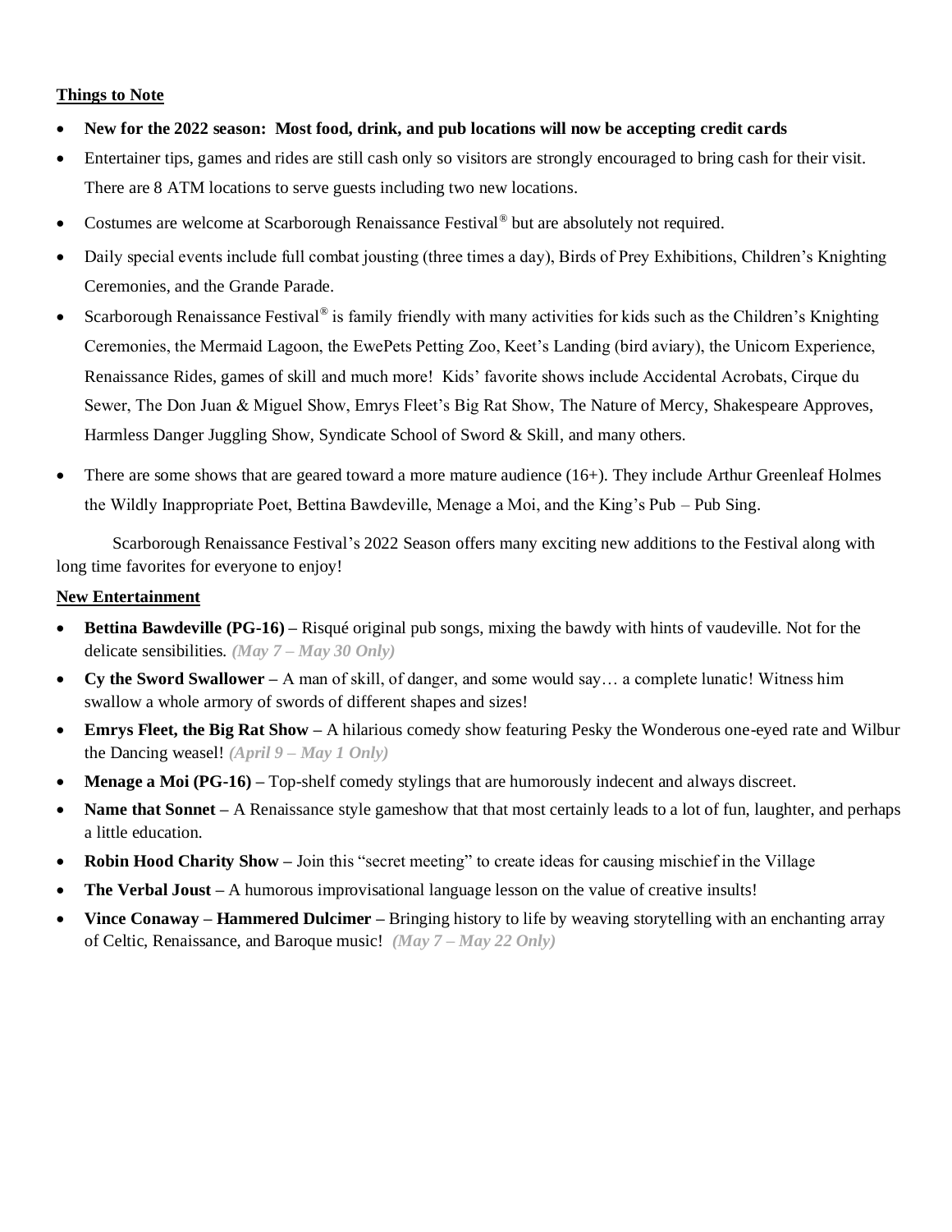**Things to Note**

- **New for the 2022 season: Most food, drink, and pub locations will now be accepting credit cards**
- Entertainer tips, games and rides are still cash only so visitors are strongly encouraged to bring cash for their visit. There are 8 ATM locations to serve guests including two new locations.
- Costumes are welcome at Scarborough Renaissance Festival® but are absolutely not required.
- Daily special events include full combat jousting (three times a day), Birds of Prey Exhibitions, Children's Knighting Ceremonies, and the Grande Parade.
- Scarborough Renaissance Festival® is family friendly with many activities for kids such as the Children's Knighting Ceremonies, the Mermaid Lagoon, the EwePets Petting Zoo, Keet's Landing (bird aviary), the Unicorn Experience, Renaissance Rides, games of skill and much more! Kids' favorite shows include Accidental Acrobats, Cirque du Sewer, The Don Juan & Miguel Show, Emrys Fleet's Big Rat Show, The Nature of Mercy, Shakespeare Approves, Harmless Danger Juggling Show, Syndicate School of Sword & Skill, and many others.
- There are some shows that are geared toward a more mature audience (16+). They include Arthur Greenleaf Holmes the Wildly Inappropriate Poet, Bettina Bawdeville, Menage a Moi, and the King's Pub – Pub Sing.

Scarborough Renaissance Festival's 2022 Season offers many exciting new additions to the Festival along with long time favorites for everyone to enjoy!

**New Entertainment**

- **Bettina Bawdeville (PG-16) –** Risqué original pub songs, mixing the bawdy with hints of vaudeville. Not for the delicate sensibilities. ***(May 7 – May 30 Only)***
- **Cy the Sword Swallower –** A man of skill, of danger, and some would say… a complete lunatic! Witness him swallow a whole armory of swords of different shapes and sizes!
- **Emrys Fleet, the Big Rat Show –** A hilarious comedy show featuring Pesky the Wonderous one-eyed rate and Wilbur the Dancing weasel! ***(April 9 – May 1 Only)***
- **Menage a Moi (PG-16) –** Top-shelf comedy stylings that are humorously indecent and always discreet.
- **Name that Sonnet –** A Renaissance style gameshow that that most certainly leads to a lot of fun, laughter, and perhaps a little education.
- **Robin Hood Charity Show –** Join this "secret meeting" to create ideas for causing mischief in the Village
- **The Verbal Joust –** A humorous improvisational language lesson on the value of creative insults!
- **Vince Conaway – Hammered Dulcimer –** Bringing history to life by weaving storytelling with an enchanting array of Celtic, Renaissance, and Baroque music! ***(May 7 – May 22 Only)***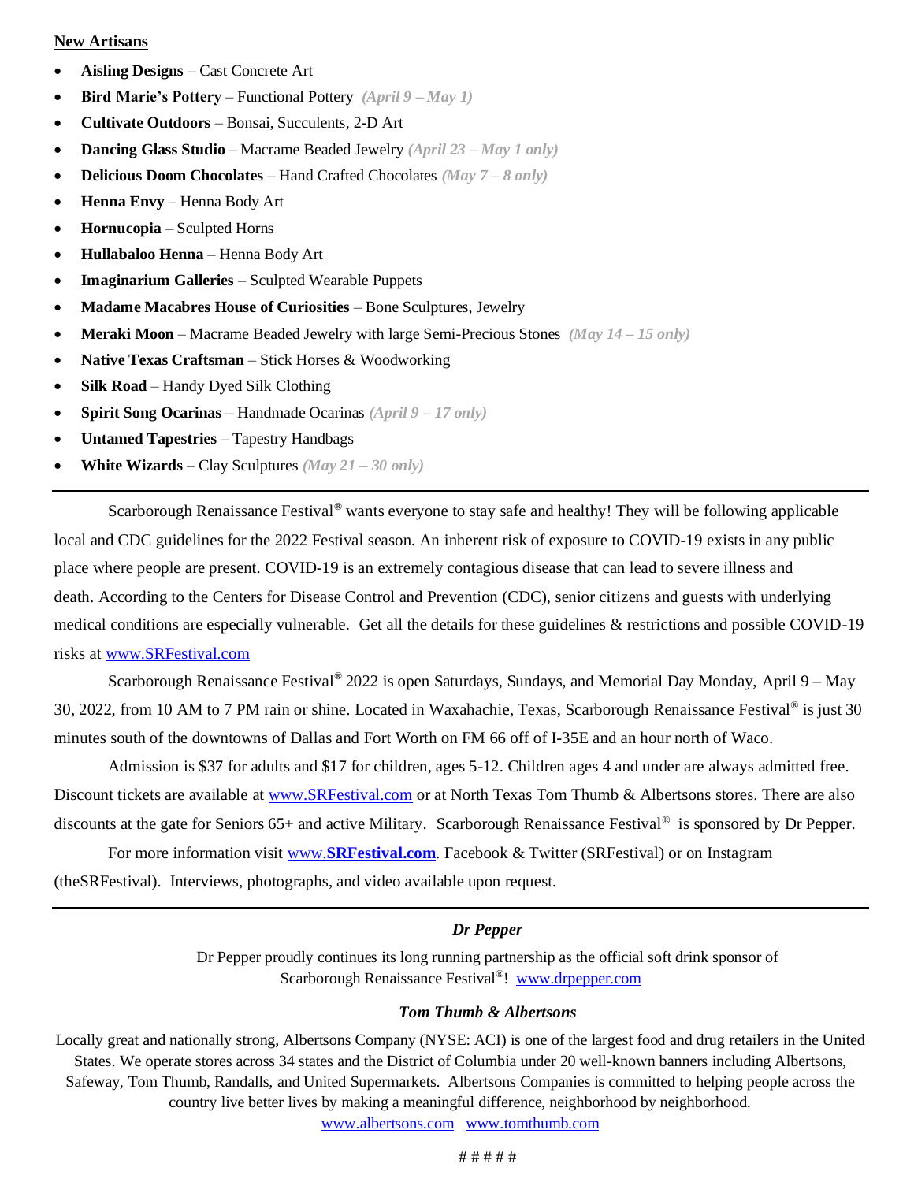**New Artisans**

- **Aisling Designs** – Cast Concrete Art
- **Bird Marie's Pottery** – Functional Pottery *(April 9 – May 1)*
- **Cultivate Outdoors** – Bonsai, Succulents, 2-D Art
- **Dancing Glass Studio** – Macrame Beaded Jewelry *(April 23 – May 1 only)*
- **Delicious Doom Chocolates** – Hand Crafted Chocolates *(May 7 – 8 only)*
- **Henna Envy** – Henna Body Art
- **Hornucopia** – Sculpted Horns
- **Hullabaloo Henna** – Henna Body Art
- **Imaginarium Galleries** – Sculpted Wearable Puppets
- **Madame Macabres House of Curiosities** – Bone Sculptures, Jewelry
- **Meraki Moon** – Macrame Beaded Jewelry with large Semi-Precious Stones *(May 14 – 15 only)*
- **Native Texas Craftsman** – Stick Horses & Woodworking
- **Silk Road** – Handy Dyed Silk Clothing
- **Spirit Song Ocarinas** – Handmade Ocarinas *(April 9 – 17 only)*
- **Untamed Tapestries** – Tapestry Handbags
- **White Wizards** – Clay Sculptures *(May 21 – 30 only)*

---

Scarborough Renaissance Festival® wants everyone to stay safe and healthy! They will be following applicable local and CDC guidelines for the 2022 Festival season. An inherent risk of exposure to COVID-19 exists in any public place where people are present. COVID-19 is an extremely contagious disease that can lead to severe illness and death. According to the Centers for Disease Control and Prevention (CDC), senior citizens and guests with underlying medical conditions are especially vulnerable. Get all the details for these guidelines & restrictions and possible COVID-19 risks at www.SRFestival.com

Scarborough Renaissance Festival® 2022 is open Saturdays, Sundays, and Memorial Day Monday, April 9 – May 30, 2022, from 10 AM to 7 PM rain or shine. Located in Waxahachie, Texas, Scarborough Renaissance Festival® is just 30 minutes south of the downtowns of Dallas and Fort Worth on FM 66 off of I-35E and an hour north of Waco.

Admission is $37 for adults and $17 for children, ages 5-12. Children ages 4 and under are always admitted free. Discount tickets are available at www.SRFestival.com or at North Texas Tom Thumb & Albertsons stores. There are also discounts at the gate for Seniors 65+ and active Military. Scarborough Renaissance Festival® is sponsored by Dr Pepper.

For more information visit **www.SRFestival.com**. Facebook & Twitter (SRFestival) or on Instagram (theSRFestival). Interviews, photographs, and video available upon request.

---

***Dr Pepper***

Dr Pepper proudly continues its long running partnership as the official soft drink sponsor of Scarborough Renaissance Festival®! www.drpepper.com

***Tom Thumb & Albertsons***

Locally great and nationally strong, Albertsons Company (NYSE: ACI) is one of the largest food and drug retailers in the United States. We operate stores across 34 states and the District of Columbia under 20 well-known banners including Albertsons, Safeway, Tom Thumb, Randalls, and United Supermarkets. Albertsons Companies is committed to helping people across the country live better lives by making a meaningful difference, neighborhood by neighborhood.

www.albertsons.com www.tomthumb.com

# # # # #